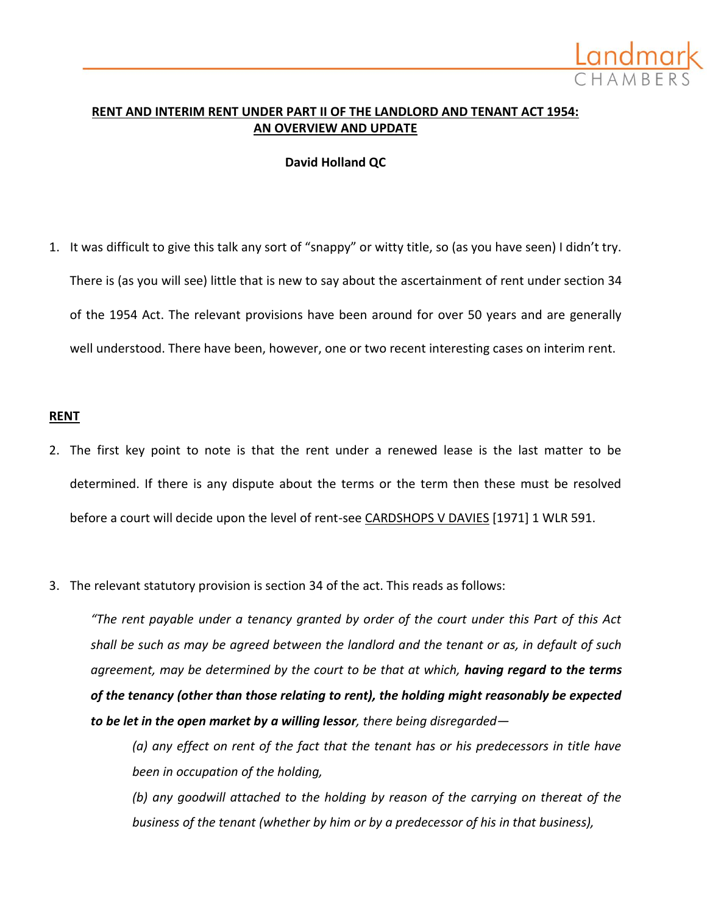# RENT AND INTERIM RENT UNDER PART II OF THE LANDLORD AND TENANT ACT 1954: AN OVERVIEW AND UPDATE

**David Holland QC**

1. It was difficult to give this talk any sort of "snappy" or witty title, so (as you have seen) I didn't try. There is (as you will see) little that is new to say about the ascertainment of rent under section 34 of the 1954 Act. The relevant provisions have been around for over 50 years and are generally well understood. There have been, however, one or two recent interesting cases on interim rent.

## RENT

2. The first key point to note is that the rent under a renewed lease is the last matter to be determined. If there is any dispute about the terms or the term then these must be resolved before a court will decide upon the level of rent-see CARDSHOPS V DAVIES [1971] 1 WLR 591.

3. The relevant statutory provision is section 34 of the act. This reads as follows:

   *"The rent payable under a tenancy granted by order of the court under this Part of this Act shall be such as may be agreed between the landlord and the tenant or as, in default of such agreement, may be determined by the court to be that at which,* ***having regard to the terms of the tenancy (other than those relating to rent), the holding might reasonably be expected to be let in the open market by a willing lessor****, there being disregarded—*

   > *(a) any effect on rent of the fact that the tenant has or his predecessors in title have been in occupation of the holding,*
   >
   > *(b) any goodwill attached to the holding by reason of the carrying on thereat of the business of the tenant (whether by him or by a predecessor of his in that business),*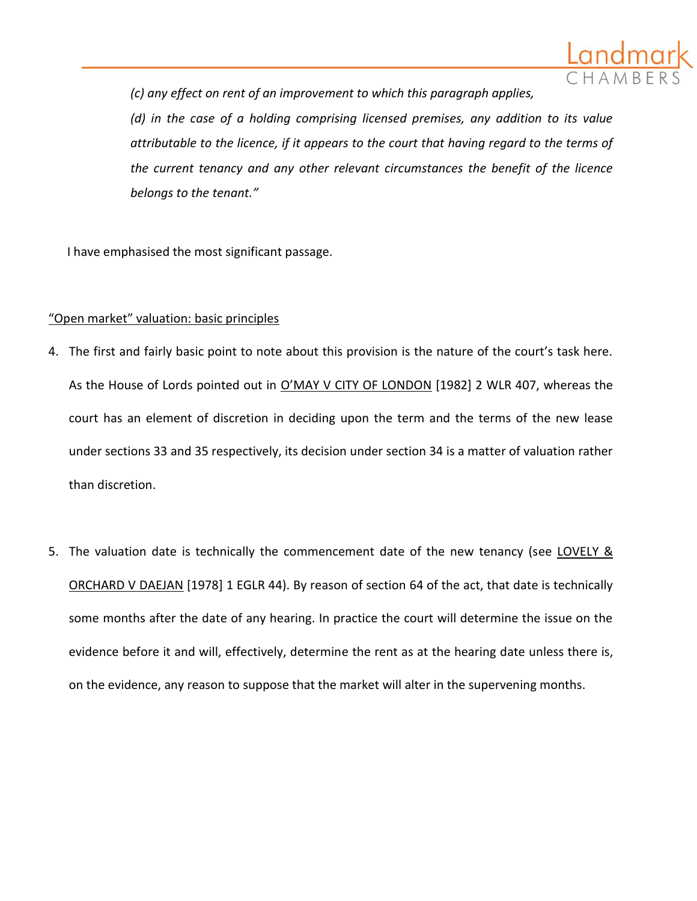> *(c) any effect on rent of an improvement to which this paragraph applies,*
>
> *(d) in the case of a holding comprising licensed premises, any addition to its value attributable to the licence, if it appears to the court that having regard to the terms of the current tenancy and any other relevant circumstances the benefit of the licence belongs to the tenant."*

I have emphasised the most significant passage.

<u>"Open market" valuation: basic principles</u>

4. The first and fairly basic point to note about this provision is the nature of the court's task here. As the House of Lords pointed out in <u>O'MAY V CITY OF LONDON</u> [1982] 2 WLR 407, whereas the court has an element of discretion in deciding upon the term and the terms of the new lease under sections 33 and 35 respectively, its decision under section 34 is a matter of valuation rather than discretion.

5. The valuation date is technically the commencement date of the new tenancy (see <u>LOVELY & ORCHARD V DAEJAN</u> [1978] 1 EGLR 44). By reason of section 64 of the act, that date is technically some months after the date of any hearing. In practice the court will determine the issue on the evidence before it and will, effectively, determine the rent as at the hearing date unless there is, on the evidence, any reason to suppose that the market will alter in the supervening months.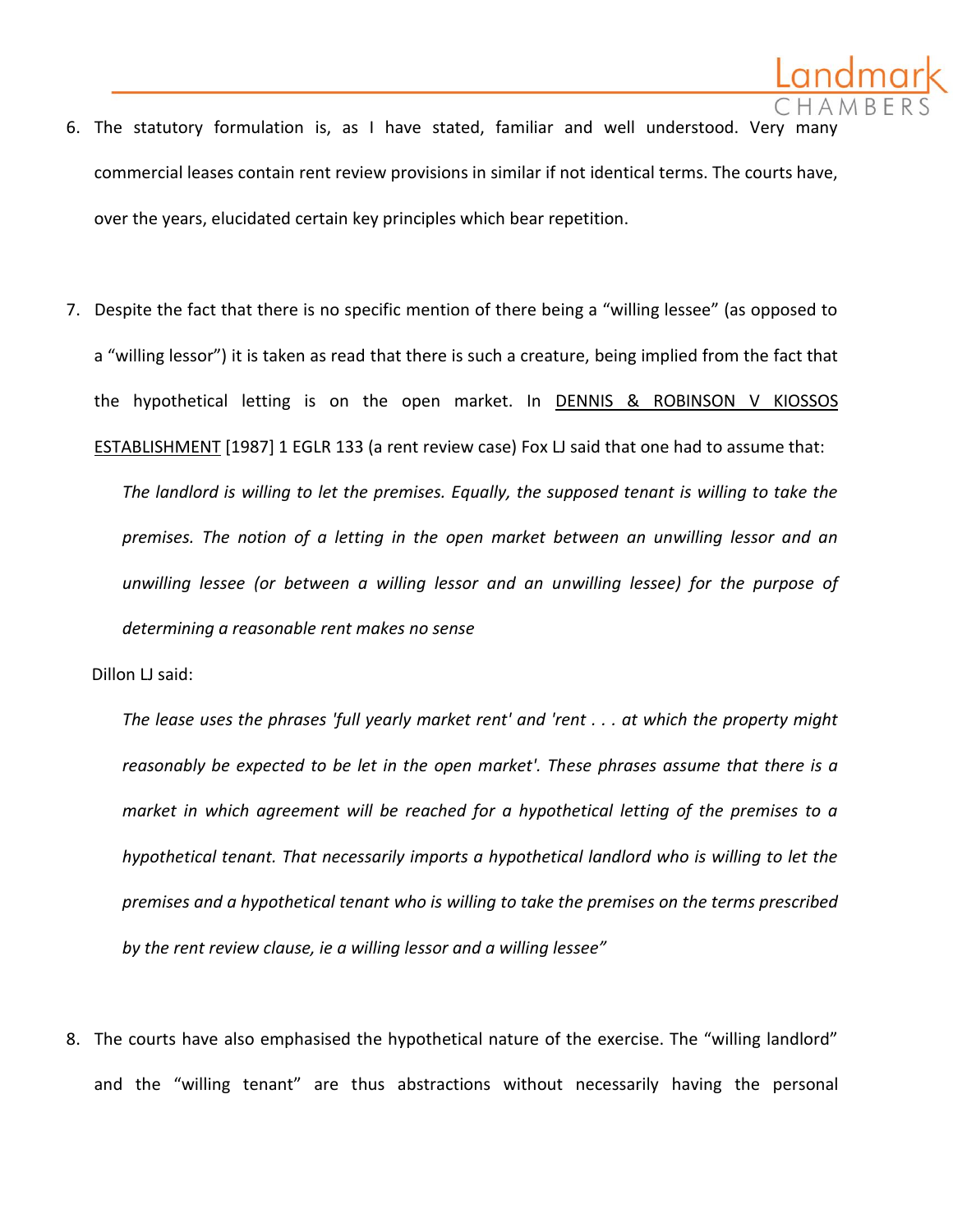6. The statutory formulation is, as I have stated, familiar and well understood. Very many commercial leases contain rent review provisions in similar if not identical terms. The courts have, over the years, elucidated certain key principles which bear repetition.

7. Despite the fact that there is no specific mention of there being a "willing lessee" (as opposed to a "willing lessor") it is taken as read that there is such a creature, being implied from the fact that the hypothetical letting is on the open market. In DENNIS & ROBINSON V KIOSSOS ESTABLISHMENT [1987] 1 EGLR 133 (a rent review case) Fox LJ said that one had to assume that:

   > *The landlord is willing to let the premises. Equally, the supposed tenant is willing to take the premises. The notion of a letting in the open market between an unwilling lessor and an unwilling lessee (or between a willing lessor and an unwilling lessee) for the purpose of determining a reasonable rent makes no sense*

   Dillon LJ said:

   > *The lease uses the phrases 'full yearly market rent' and 'rent . . . at which the property might reasonably be expected to be let in the open market'. These phrases assume that there is a market in which agreement will be reached for a hypothetical letting of the premises to a hypothetical tenant. That necessarily imports a hypothetical landlord who is willing to let the premises and a hypothetical tenant who is willing to take the premises on the terms prescribed by the rent review clause, ie a willing lessor and a willing lessee"*

8. The courts have also emphasised the hypothetical nature of the exercise. The "willing landlord" and the "willing tenant" are thus abstractions without necessarily having the personal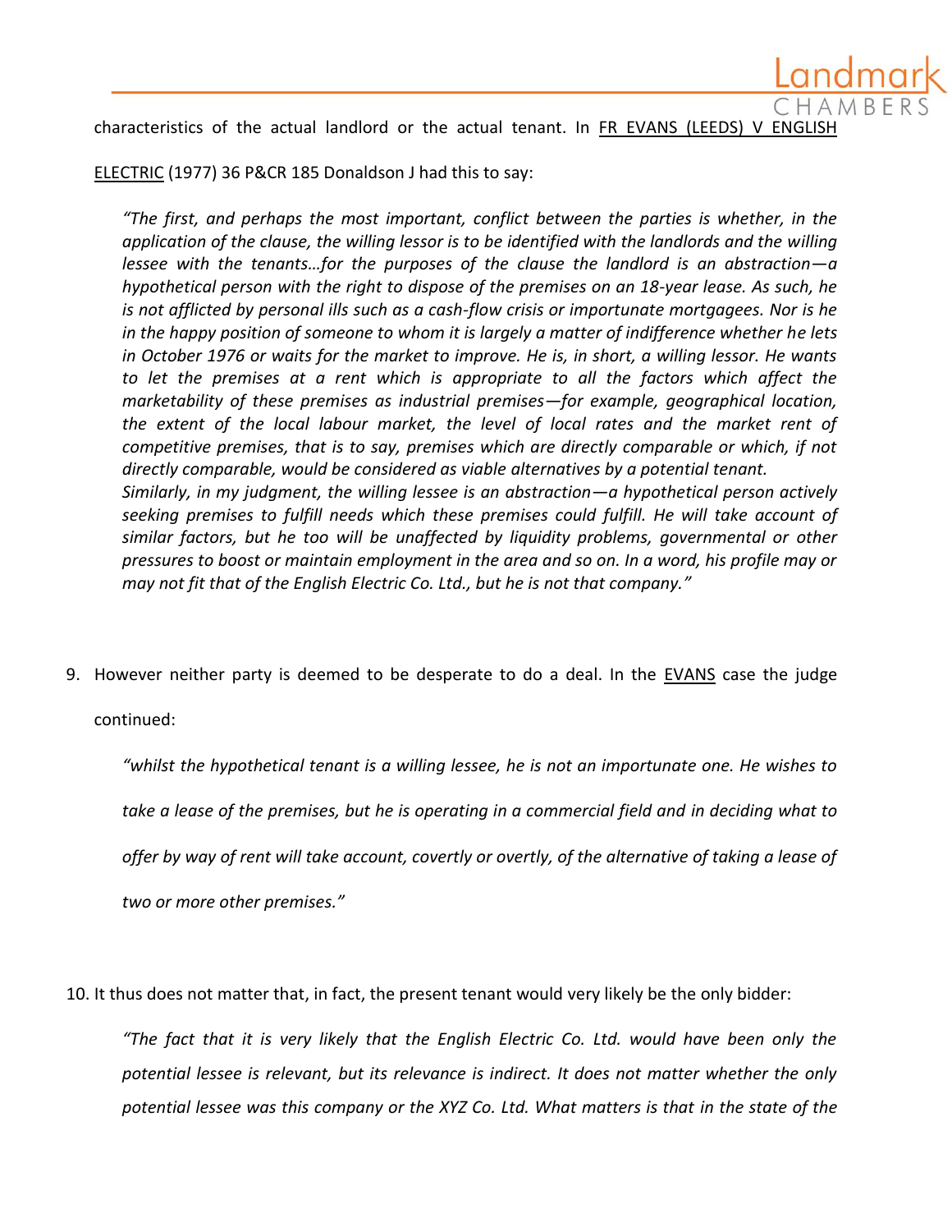characteristics of the actual landlord or the actual tenant. In FR EVANS (LEEDS) V ENGLISH ELECTRIC (1977) 36 P&CR 185 Donaldson J had this to say:

> *"The first, and perhaps the most important, conflict between the parties is whether, in the application of the clause, the willing lessor is to be identified with the landlords and the willing lessee with the tenants…for the purposes of the clause the landlord is an abstraction—a hypothetical person with the right to dispose of the premises on an 18-year lease. As such, he is not afflicted by personal ills such as a cash-flow crisis or importunate mortgagees. Nor is he in the happy position of someone to whom it is largely a matter of indifference whether he lets in October 1976 or waits for the market to improve. He is, in short, a willing lessor. He wants to let the premises at a rent which is appropriate to all the factors which affect the marketability of these premises as industrial premises—for example, geographical location, the extent of the local labour market, the level of local rates and the market rent of competitive premises, that is to say, premises which are directly comparable or which, if not directly comparable, would be considered as viable alternatives by a potential tenant.*
> *Similarly, in my judgment, the willing lessee is an abstraction—a hypothetical person actively seeking premises to fulfill needs which these premises could fulfill. He will take account of similar factors, but he too will be unaffected by liquidity problems, governmental or other pressures to boost or maintain employment in the area and so on. In a word, his profile may or may not fit that of the English Electric Co. Ltd., but he is not that company."*

9. However neither party is deemed to be desperate to do a deal. In the EVANS case the judge continued:

> *"whilst the hypothetical tenant is a willing lessee, he is not an importunate one. He wishes to take a lease of the premises, but he is operating in a commercial field and in deciding what to offer by way of rent will take account, covertly or overtly, of the alternative of taking a lease of two or more other premises."*

10. It thus does not matter that, in fact, the present tenant would very likely be the only bidder:

> *"The fact that it is very likely that the English Electric Co. Ltd. would have been only the potential lessee is relevant, but its relevance is indirect. It does not matter whether the only potential lessee was this company or the XYZ Co. Ltd. What matters is that in the state of the*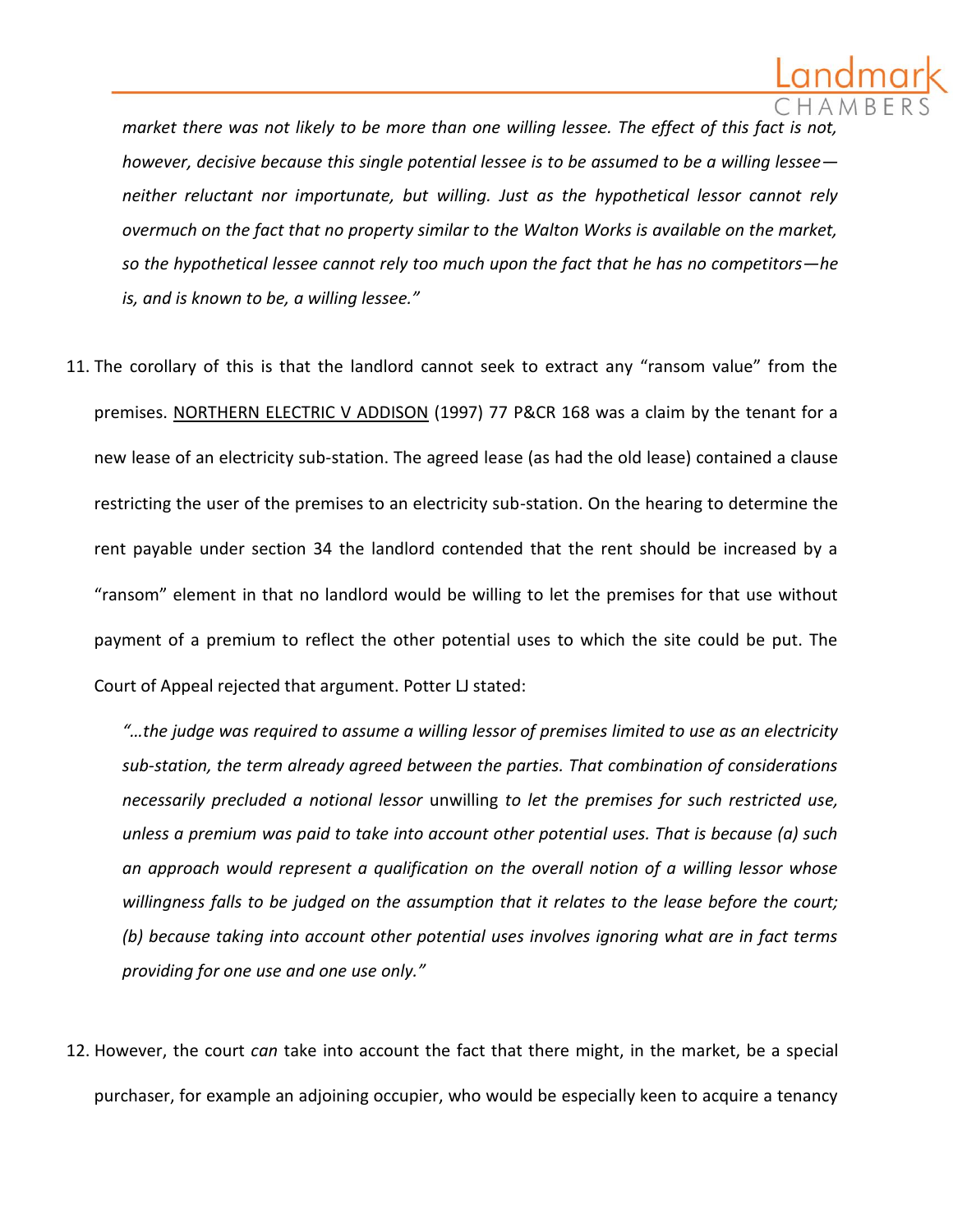*market there was not likely to be more than one willing lessee. The effect of this fact is not, however, decisive because this single potential lessee is to be assumed to be a willing lessee—neither reluctant nor importunate, but willing. Just as the hypothetical lessor cannot rely overmuch on the fact that no property similar to the Walton Works is available on the market, so the hypothetical lessee cannot rely too much upon the fact that he has no competitors—he is, and is known to be, a willing lessee."*

11. The corollary of this is that the landlord cannot seek to extract any "ransom value" from the premises. NORTHERN ELECTRIC V ADDISON (1997) 77 P&CR 168 was a claim by the tenant for a new lease of an electricity sub-station. The agreed lease (as had the old lease) contained a clause restricting the user of the premises to an electricity sub-station. On the hearing to determine the rent payable under section 34 the landlord contended that the rent should be increased by a "ransom" element in that no landlord would be willing to let the premises for that use without payment of a premium to reflect the other potential uses to which the site could be put. The Court of Appeal rejected that argument. Potter LJ stated:

    *"…the judge was required to assume a willing lessor of premises limited to use as an electricity sub-station, the term already agreed between the parties. That combination of considerations necessarily precluded a notional lessor* unwilling *to let the premises for such restricted use, unless a premium was paid to take into account other potential uses. That is because (a) such an approach would represent a qualification on the overall notion of a willing lessor whose willingness falls to be judged on the assumption that it relates to the lease before the court; (b) because taking into account other potential uses involves ignoring what are in fact terms providing for one use and one use only."*

12. However, the court *can* take into account the fact that there might, in the market, be a special purchaser, for example an adjoining occupier, who would be especially keen to acquire a tenancy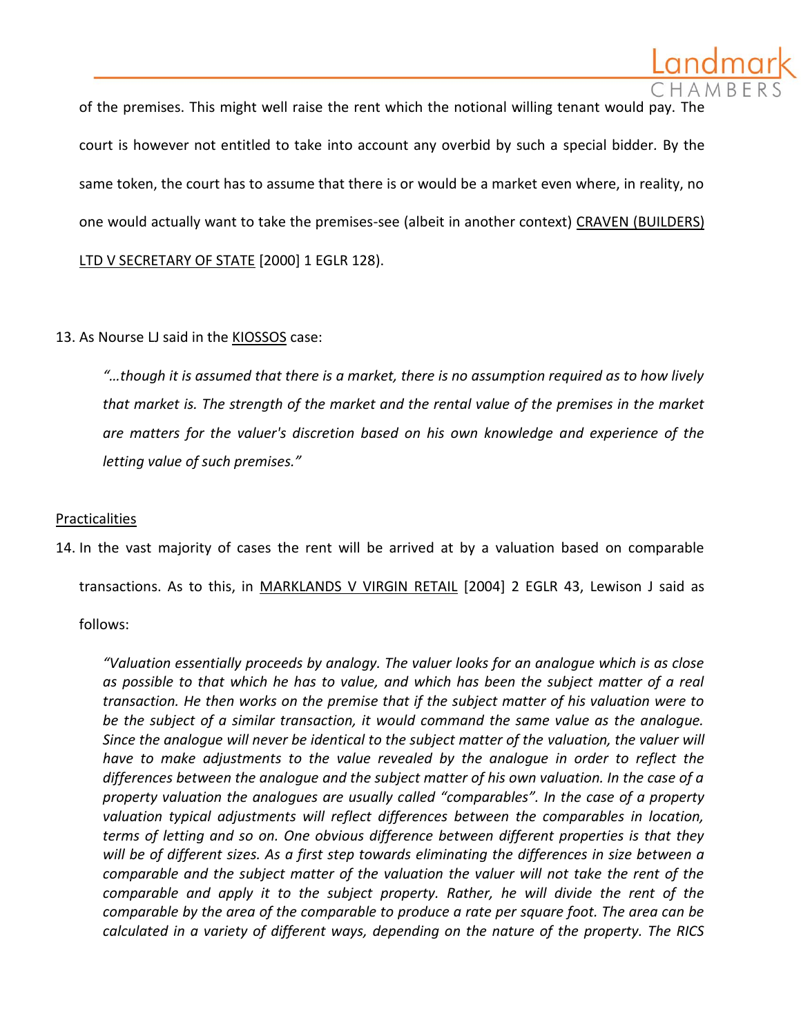of the premises. This might well raise the rent which the notional willing tenant would pay. The court is however not entitled to take into account any overbid by such a special bidder. By the same token, the court has to assume that there is or would be a market even where, in reality, no one would actually want to take the premises-see (albeit in another context) CRAVEN (BUILDERS) LTD V SECRETARY OF STATE [2000] 1 EGLR 128).

13. As Nourse LJ said in the KIOSSOS case:

> *"…though it is assumed that there is a market, there is no assumption required as to how lively that market is. The strength of the market and the rental value of the premises in the market are matters for the valuer's discretion based on his own knowledge and experience of the letting value of such premises."*

Practicalities

14. In the vast majority of cases the rent will be arrived at by a valuation based on comparable transactions. As to this, in MARKLANDS V VIRGIN RETAIL [2004] 2 EGLR 43, Lewison J said as follows:

> *"Valuation essentially proceeds by analogy. The valuer looks for an analogue which is as close as possible to that which he has to value, and which has been the subject matter of a real transaction. He then works on the premise that if the subject matter of his valuation were to be the subject of a similar transaction, it would command the same value as the analogue. Since the analogue will never be identical to the subject matter of the valuation, the valuer will have to make adjustments to the value revealed by the analogue in order to reflect the differences between the analogue and the subject matter of his own valuation. In the case of a property valuation the analogues are usually called "comparables". In the case of a property valuation typical adjustments will reflect differences between the comparables in location, terms of letting and so on. One obvious difference between different properties is that they will be of different sizes. As a first step towards eliminating the differences in size between a comparable and the subject matter of the valuation the valuer will not take the rent of the comparable and apply it to the subject property. Rather, he will divide the rent of the comparable by the area of the comparable to produce a rate per square foot. The area can be calculated in a variety of different ways, depending on the nature of the property. The RICS*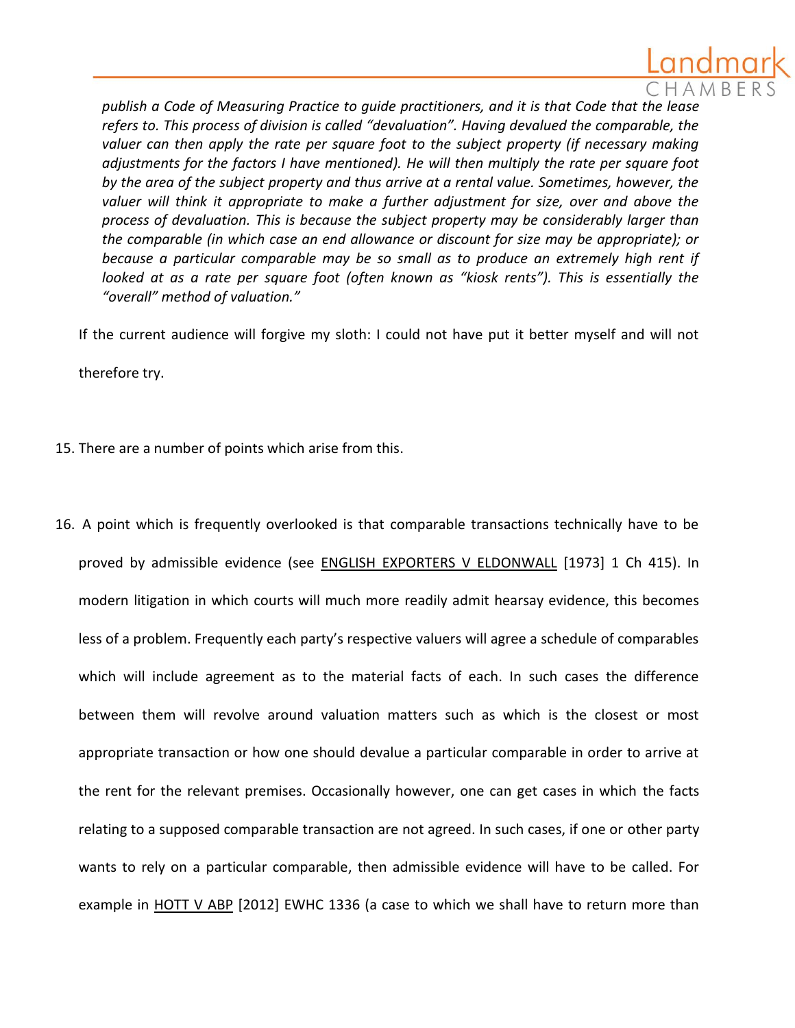*publish a Code of Measuring Practice to guide practitioners, and it is that Code that the lease refers to. This process of division is called "devaluation". Having devalued the comparable, the valuer can then apply the rate per square foot to the subject property (if necessary making adjustments for the factors I have mentioned). He will then multiply the rate per square foot by the area of the subject property and thus arrive at a rental value. Sometimes, however, the valuer will think it appropriate to make a further adjustment for size, over and above the process of devaluation. This is because the subject property may be considerably larger than the comparable (in which case an end allowance or discount for size may be appropriate); or because a particular comparable may be so small as to produce an extremely high rent if looked at as a rate per square foot (often known as "kiosk rents"). This is essentially the "overall" method of valuation."*

If the current audience will forgive my sloth: I could not have put it better myself and will not therefore try.

15. There are a number of points which arise from this.

16. A point which is frequently overlooked is that comparable transactions technically have to be proved by admissible evidence (see ENGLISH EXPORTERS V ELDONWALL [1973] 1 Ch 415). In modern litigation in which courts will much more readily admit hearsay evidence, this becomes less of a problem. Frequently each party's respective valuers will agree a schedule of comparables which will include agreement as to the material facts of each. In such cases the difference between them will revolve around valuation matters such as which is the closest or most appropriate transaction or how one should devalue a particular comparable in order to arrive at the rent for the relevant premises. Occasionally however, one can get cases in which the facts relating to a supposed comparable transaction are not agreed. In such cases, if one or other party wants to rely on a particular comparable, then admissible evidence will have to be called. For example in HOTT V ABP [2012] EWHC 1336 (a case to which we shall have to return more than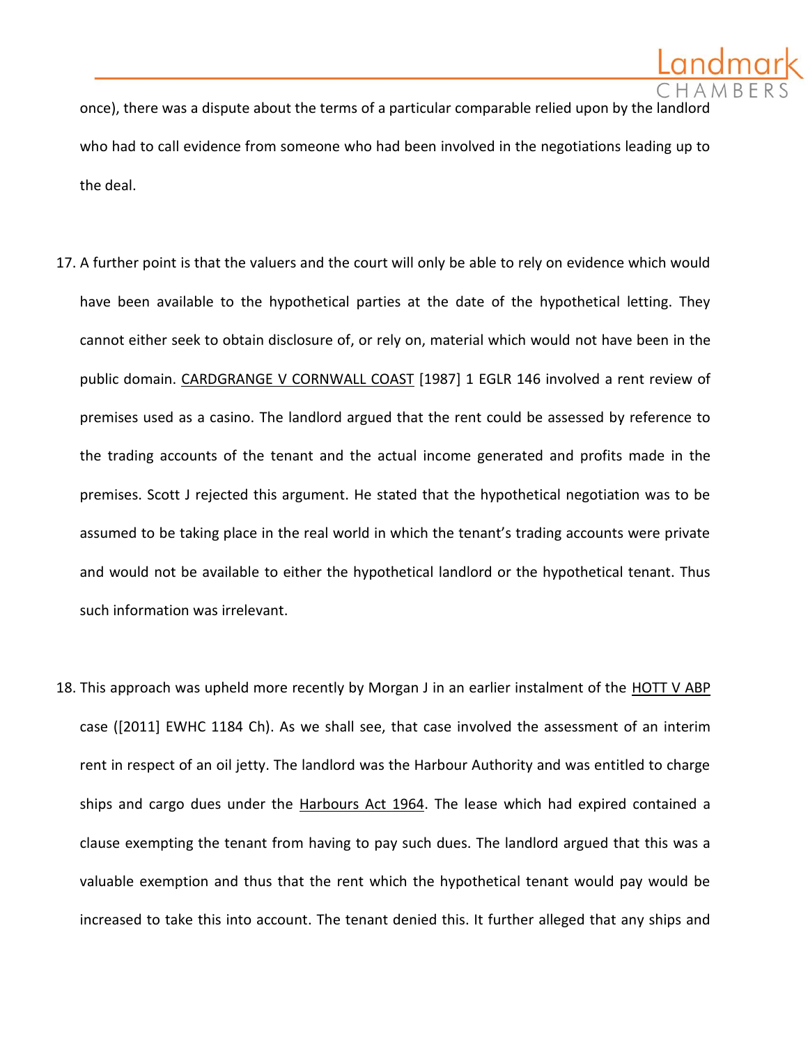once), there was a dispute about the terms of a particular comparable relied upon by the landlord who had to call evidence from someone who had been involved in the negotiations leading up to the deal.

17. A further point is that the valuers and the court will only be able to rely on evidence which would have been available to the hypothetical parties at the date of the hypothetical letting. They cannot either seek to obtain disclosure of, or rely on, material which would not have been in the public domain. CARDGRANGE V CORNWALL COAST [1987] 1 EGLR 146 involved a rent review of premises used as a casino. The landlord argued that the rent could be assessed by reference to the trading accounts of the tenant and the actual income generated and profits made in the premises. Scott J rejected this argument. He stated that the hypothetical negotiation was to be assumed to be taking place in the real world in which the tenant's trading accounts were private and would not be available to either the hypothetical landlord or the hypothetical tenant. Thus such information was irrelevant.

18. This approach was upheld more recently by Morgan J in an earlier instalment of the HOTT V ABP case ([2011] EWHC 1184 Ch). As we shall see, that case involved the assessment of an interim rent in respect of an oil jetty. The landlord was the Harbour Authority and was entitled to charge ships and cargo dues under the Harbours Act 1964. The lease which had expired contained a clause exempting the tenant from having to pay such dues. The landlord argued that this was a valuable exemption and thus that the rent which the hypothetical tenant would pay would be increased to take this into account. The tenant denied this. It further alleged that any ships and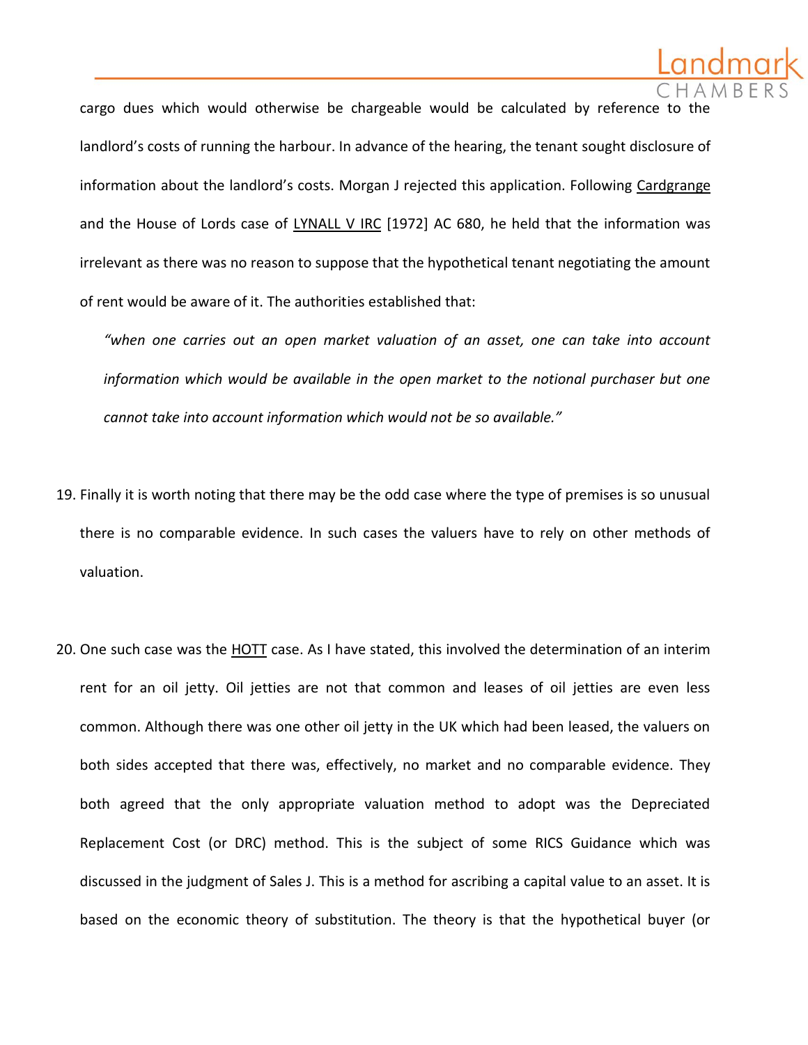cargo dues which would otherwise be chargeable would be calculated by reference to the landlord's costs of running the harbour. In advance of the hearing, the tenant sought disclosure of information about the landlord's costs. Morgan J rejected this application. Following Cardgrange and the House of Lords case of LYNALL V IRC [1972] AC 680, he held that the information was irrelevant as there was no reason to suppose that the hypothetical tenant negotiating the amount of rent would be aware of it. The authorities established that:

> *"when one carries out an open market valuation of an asset, one can take into account information which would be available in the open market to the notional purchaser but one cannot take into account information which would not be so available."*

19. Finally it is worth noting that there may be the odd case where the type of premises is so unusual there is no comparable evidence. In such cases the valuers have to rely on other methods of valuation.

20. One such case was the HOTT case. As I have stated, this involved the determination of an interim rent for an oil jetty. Oil jetties are not that common and leases of oil jetties are even less common. Although there was one other oil jetty in the UK which had been leased, the valuers on both sides accepted that there was, effectively, no market and no comparable evidence. They both agreed that the only appropriate valuation method to adopt was the Depreciated Replacement Cost (or DRC) method. This is the subject of some RICS Guidance which was discussed in the judgment of Sales J. This is a method for ascribing a capital value to an asset. It is based on the economic theory of substitution. The theory is that the hypothetical buyer (or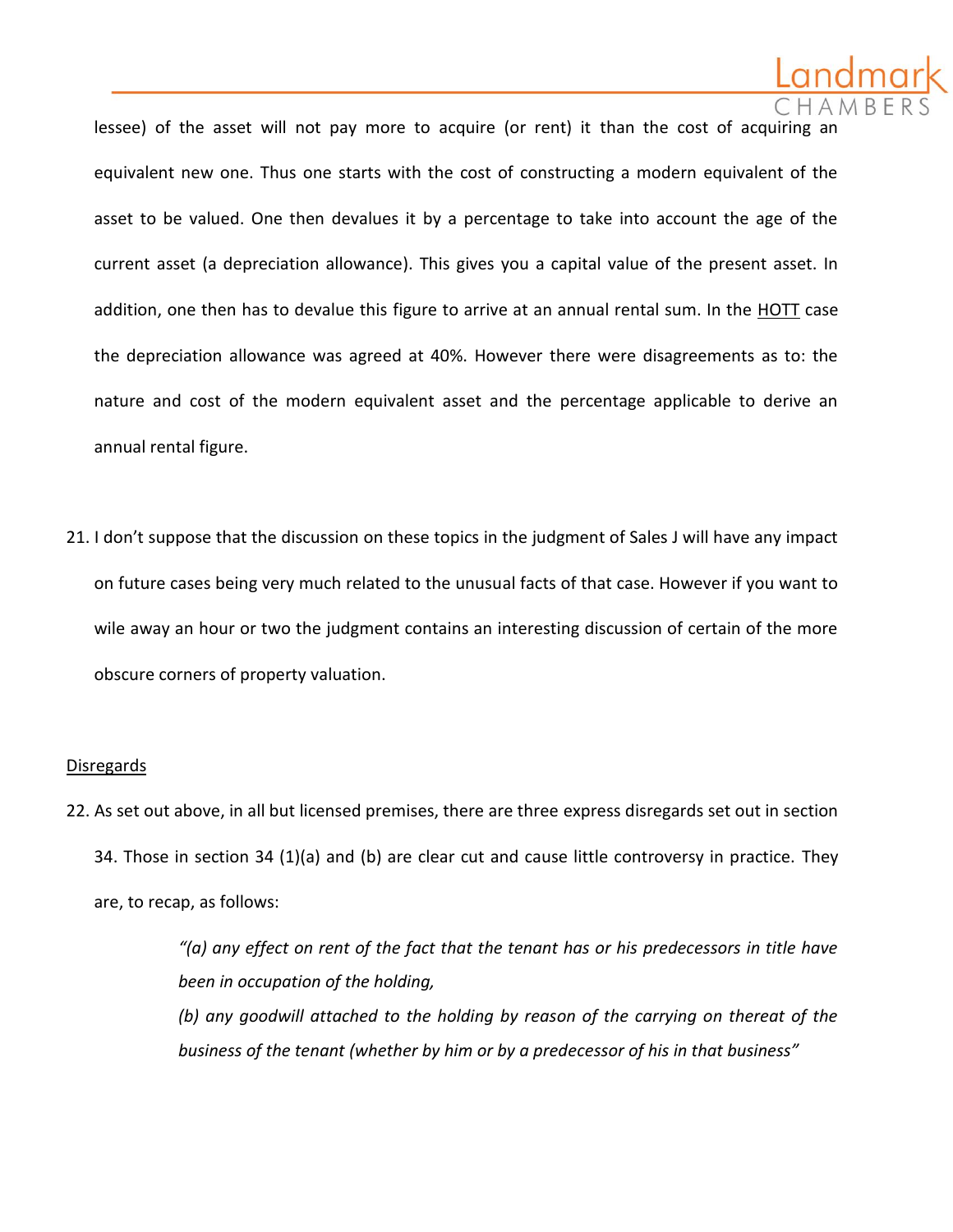lessee) of the asset will not pay more to acquire (or rent) it than the cost of acquiring an equivalent new one. Thus one starts with the cost of constructing a modern equivalent of the asset to be valued. One then devalues it by a percentage to take into account the age of the current asset (a depreciation allowance). This gives you a capital value of the present asset. In addition, one then has to devalue this figure to arrive at an annual rental sum. In the HOTT case the depreciation allowance was agreed at 40%. However there were disagreements as to: the nature and cost of the modern equivalent asset and the percentage applicable to derive an annual rental figure.

21. I don't suppose that the discussion on these topics in the judgment of Sales J will have any impact on future cases being very much related to the unusual facts of that case. However if you want to wile away an hour or two the judgment contains an interesting discussion of certain of the more obscure corners of property valuation.

Disregards

22. As set out above, in all but licensed premises, there are three express disregards set out in section 34. Those in section 34 (1)(a) and (b) are clear cut and cause little controversy in practice. They are, to recap, as follows:

> *"(a) any effect on rent of the fact that the tenant has or his predecessors in title have been in occupation of the holding,*
>
> *(b) any goodwill attached to the holding by reason of the carrying on thereat of the business of the tenant (whether by him or by a predecessor of his in that business"*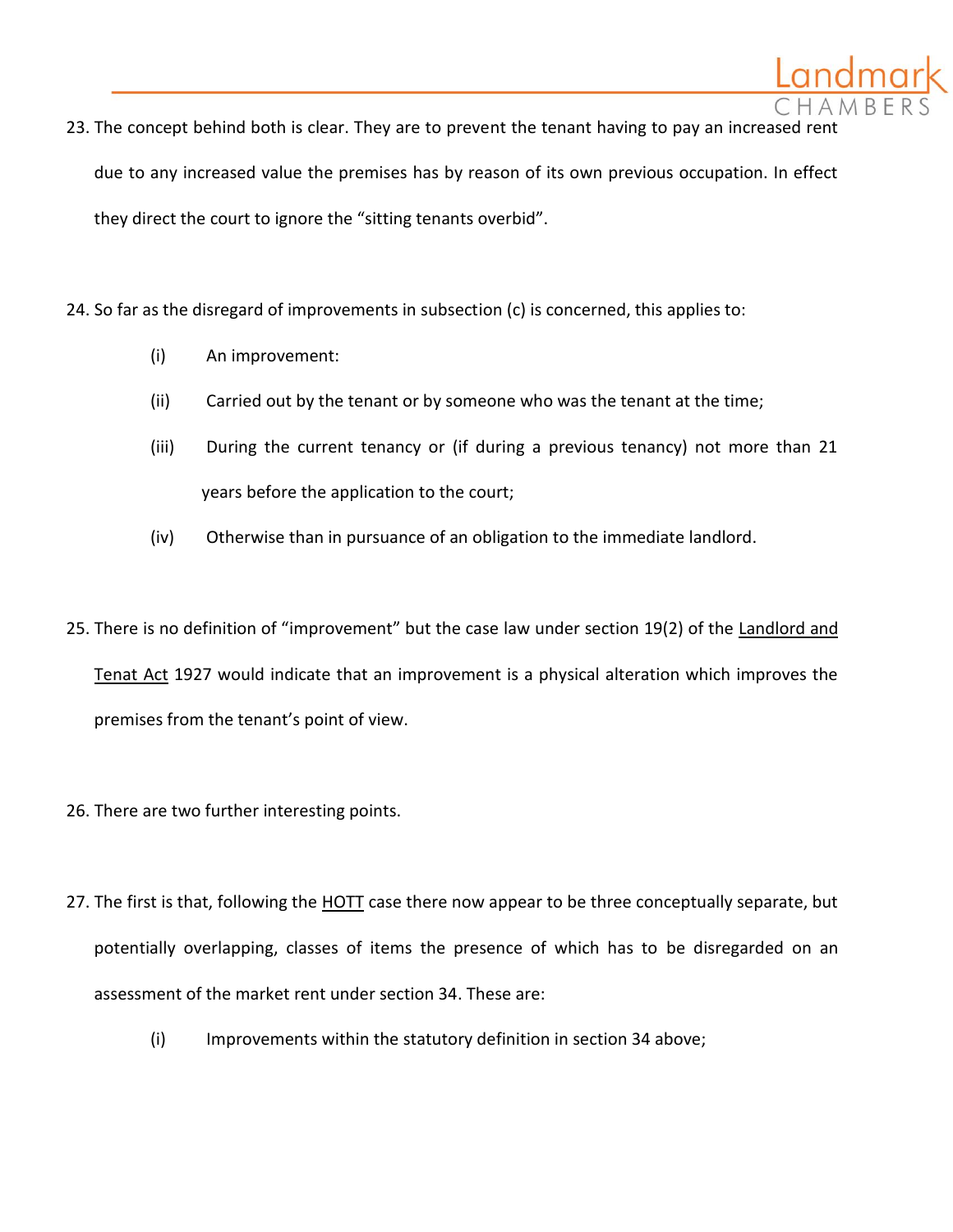23. The concept behind both is clear. They are to prevent the tenant having to pay an increased rent due to any increased value the premises has by reason of its own previous occupation. In effect they direct the court to ignore the "sitting tenants overbid".

24. So far as the disregard of improvements in subsection (c) is concerned, this applies to:

    (i) An improvement:

    (ii) Carried out by the tenant or by someone who was the tenant at the time;

    (iii) During the current tenancy or (if during a previous tenancy) not more than 21 years before the application to the court;

    (iv) Otherwise than in pursuance of an obligation to the immediate landlord.

25. There is no definition of "improvement" but the case law under section 19(2) of the Landlord and Tenat Act 1927 would indicate that an improvement is a physical alteration which improves the premises from the tenant's point of view.

26. There are two further interesting points.

27. The first is that, following the HOTT case there now appear to be three conceptually separate, but potentially overlapping, classes of items the presence of which has to be disregarded on an assessment of the market rent under section 34. These are:

    (i) Improvements within the statutory definition in section 34 above;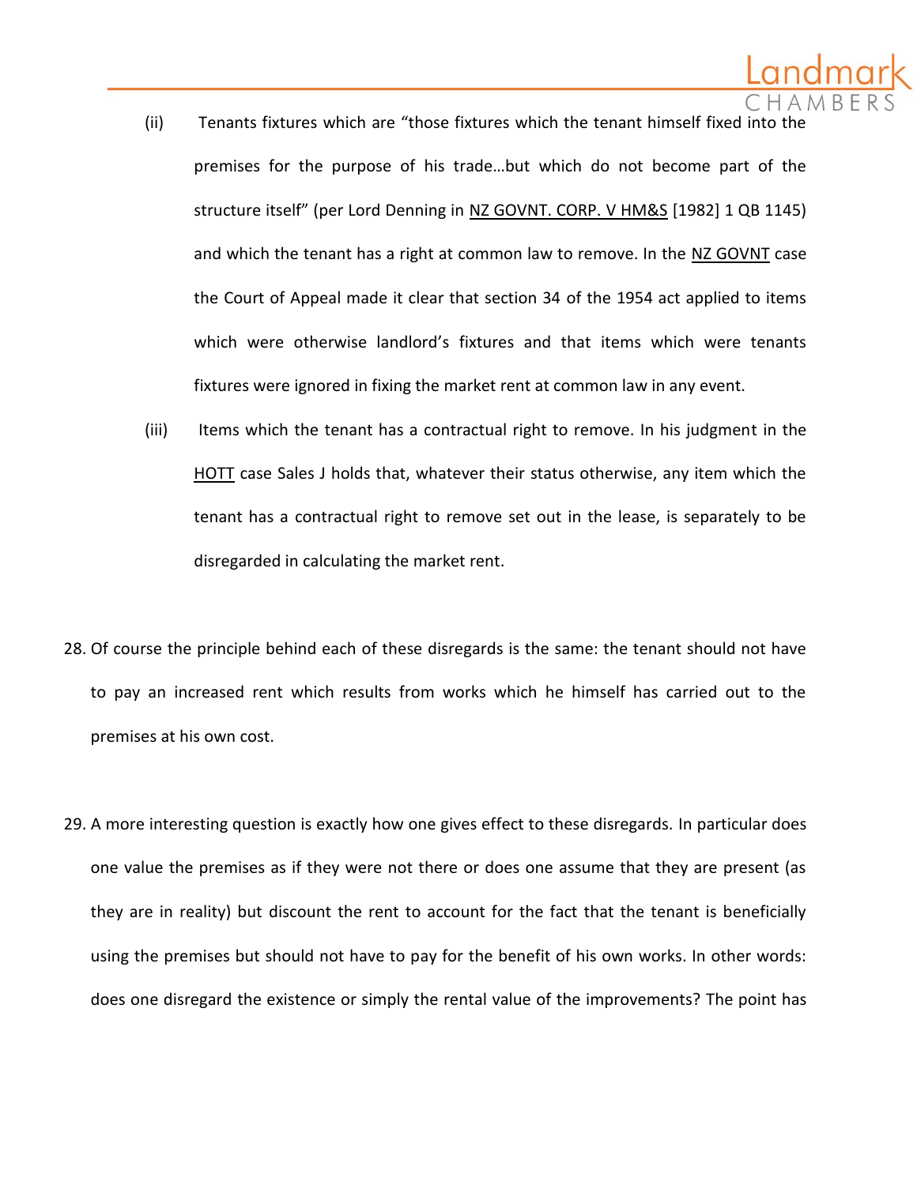(ii) Tenants fixtures which are "those fixtures which the tenant himself fixed into the premises for the purpose of his trade…but which do not become part of the structure itself" (per Lord Denning in NZ GOVNT. CORP. V HM&S [1982] 1 QB 1145) and which the tenant has a right at common law to remove. In the NZ GOVNT case the Court of Appeal made it clear that section 34 of the 1954 act applied to items which were otherwise landlord's fixtures and that items which were tenants fixtures were ignored in fixing the market rent at common law in any event.

(iii) Items which the tenant has a contractual right to remove. In his judgment in the HOTT case Sales J holds that, whatever their status otherwise, any item which the tenant has a contractual right to remove set out in the lease, is separately to be disregarded in calculating the market rent.

28. Of course the principle behind each of these disregards is the same: the tenant should not have to pay an increased rent which results from works which he himself has carried out to the premises at his own cost.

29. A more interesting question is exactly how one gives effect to these disregards. In particular does one value the premises as if they were not there or does one assume that they are present (as they are in reality) but discount the rent to account for the fact that the tenant is beneficially using the premises but should not have to pay for the benefit of his own works. In other words: does one disregard the existence or simply the rental value of the improvements? The point has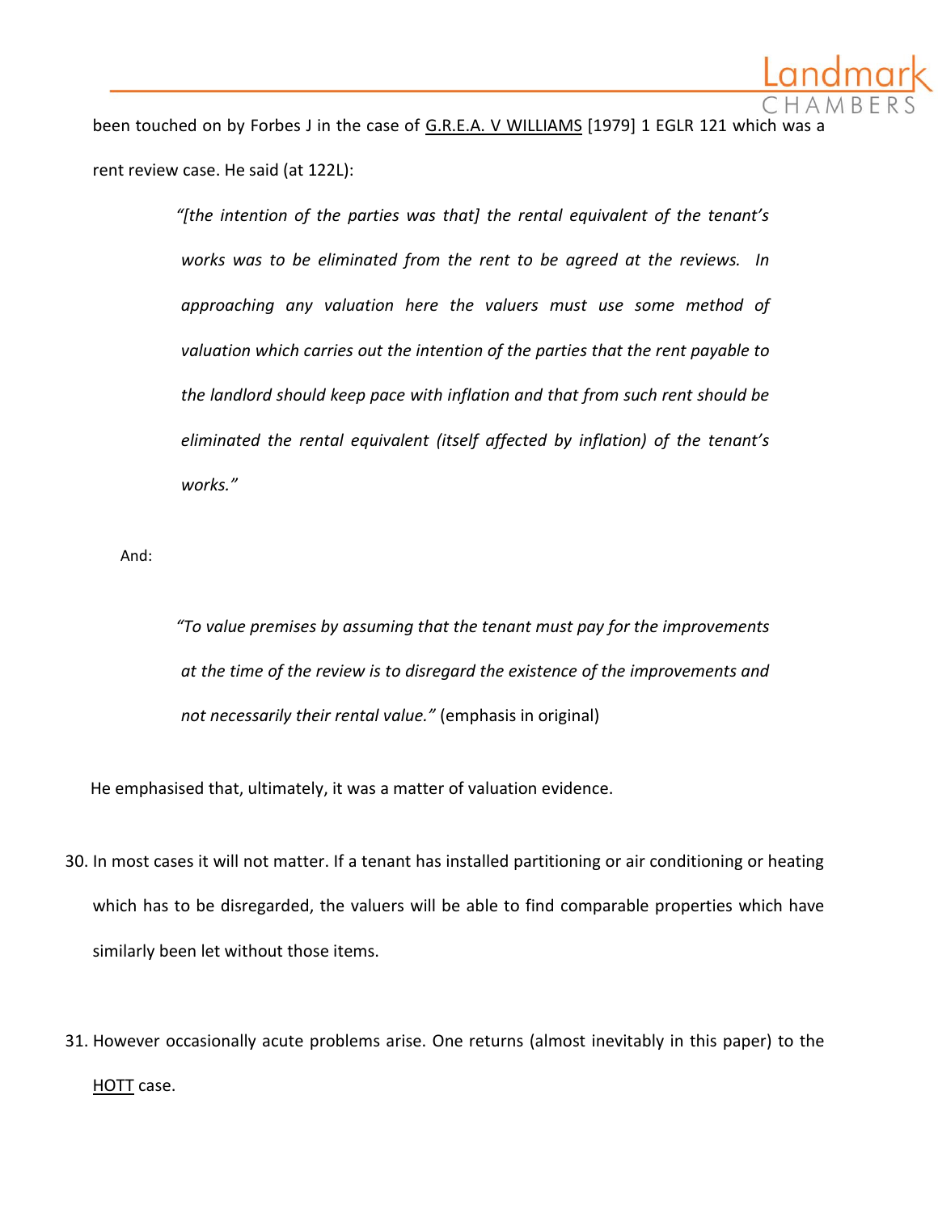been touched on by Forbes J in the case of G.R.E.A. V WILLIAMS [1979] 1 EGLR 121 which was a rent review case. He said (at 122L):

> *"[the intention of the parties was that] the rental equivalent of the tenant's works was to be eliminated from the rent to be agreed at the reviews. In approaching any valuation here the valuers must use some method of valuation which carries out the intention of the parties that the rent payable to the landlord should keep pace with inflation and that from such rent should be eliminated the rental equivalent (itself affected by inflation) of the tenant's works."*

And:

> *"To value premises by assuming that the tenant must pay for the improvements at the time of the review is to disregard the existence of the improvements and not necessarily their rental value."* (emphasis in original)

He emphasised that, ultimately, it was a matter of valuation evidence.

30. In most cases it will not matter. If a tenant has installed partitioning or air conditioning or heating which has to be disregarded, the valuers will be able to find comparable properties which have similarly been let without those items.

31. However occasionally acute problems arise. One returns (almost inevitably in this paper) to the HOTT case.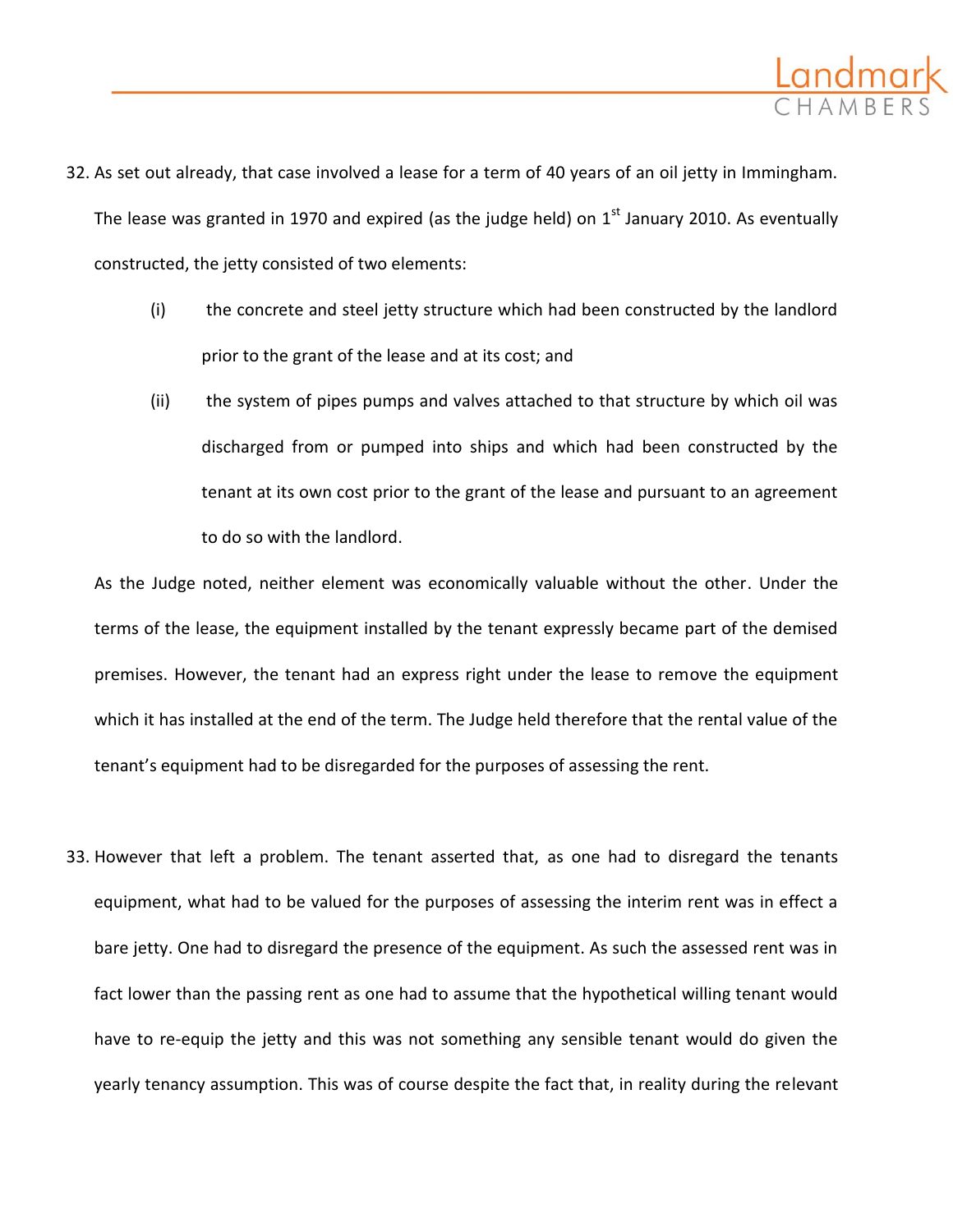32. As set out already, that case involved a lease for a term of 40 years of an oil jetty in Immingham. The lease was granted in 1970 and expired (as the judge held) on 1st January 2010. As eventually constructed, the jetty consisted of two elements:

    (i) the concrete and steel jetty structure which had been constructed by the landlord prior to the grant of the lease and at its cost; and

    (ii) the system of pipes pumps and valves attached to that structure by which oil was discharged from or pumped into ships and which had been constructed by the tenant at its own cost prior to the grant of the lease and pursuant to an agreement to do so with the landlord.

    As the Judge noted, neither element was economically valuable without the other. Under the terms of the lease, the equipment installed by the tenant expressly became part of the demised premises. However, the tenant had an express right under the lease to remove the equipment which it has installed at the end of the term. The Judge held therefore that the rental value of the tenant's equipment had to be disregarded for the purposes of assessing the rent.

33. However that left a problem. The tenant asserted that, as one had to disregard the tenants equipment, what had to be valued for the purposes of assessing the interim rent was in effect a bare jetty. One had to disregard the presence of the equipment. As such the assessed rent was in fact lower than the passing rent as one had to assume that the hypothetical willing tenant would have to re-equip the jetty and this was not something any sensible tenant would do given the yearly tenancy assumption. This was of course despite the fact that, in reality during the relevant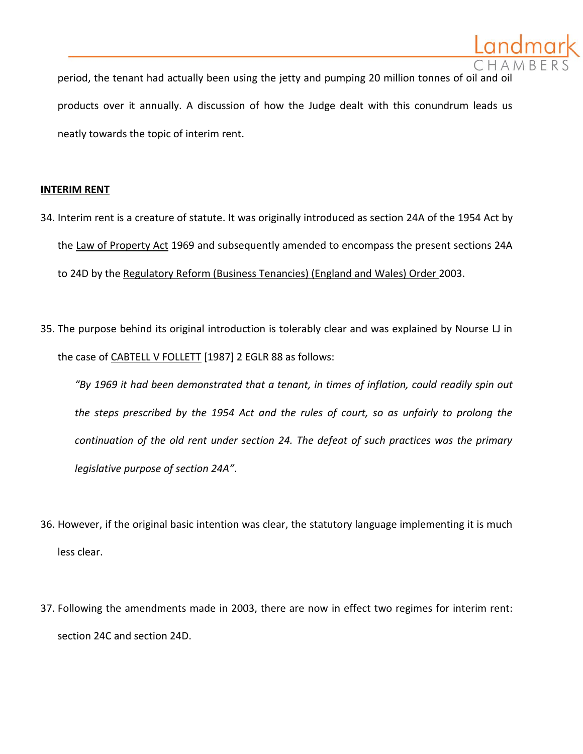period, the tenant had actually been using the jetty and pumping 20 million tonnes of oil and oil products over it annually. A discussion of how the Judge dealt with this conundrum leads us neatly towards the topic of interim rent.

**INTERIM RENT**

34. Interim rent is a creature of statute. It was originally introduced as section 24A of the 1954 Act by the Law of Property Act 1969 and subsequently amended to encompass the present sections 24A to 24D by the Regulatory Reform (Business Tenancies) (England and Wales) Order 2003.

35. The purpose behind its original introduction is tolerably clear and was explained by Nourse LJ in the case of CABTELL V FOLLETT [1987] 2 EGLR 88 as follows:

    *"By 1969 it had been demonstrated that a tenant, in times of inflation, could readily spin out the steps prescribed by the 1954 Act and the rules of court, so as unfairly to prolong the continuation of the old rent under section 24. The defeat of such practices was the primary legislative purpose of section 24A"*.

36. However, if the original basic intention was clear, the statutory language implementing it is much less clear.

37. Following the amendments made in 2003, there are now in effect two regimes for interim rent: section 24C and section 24D.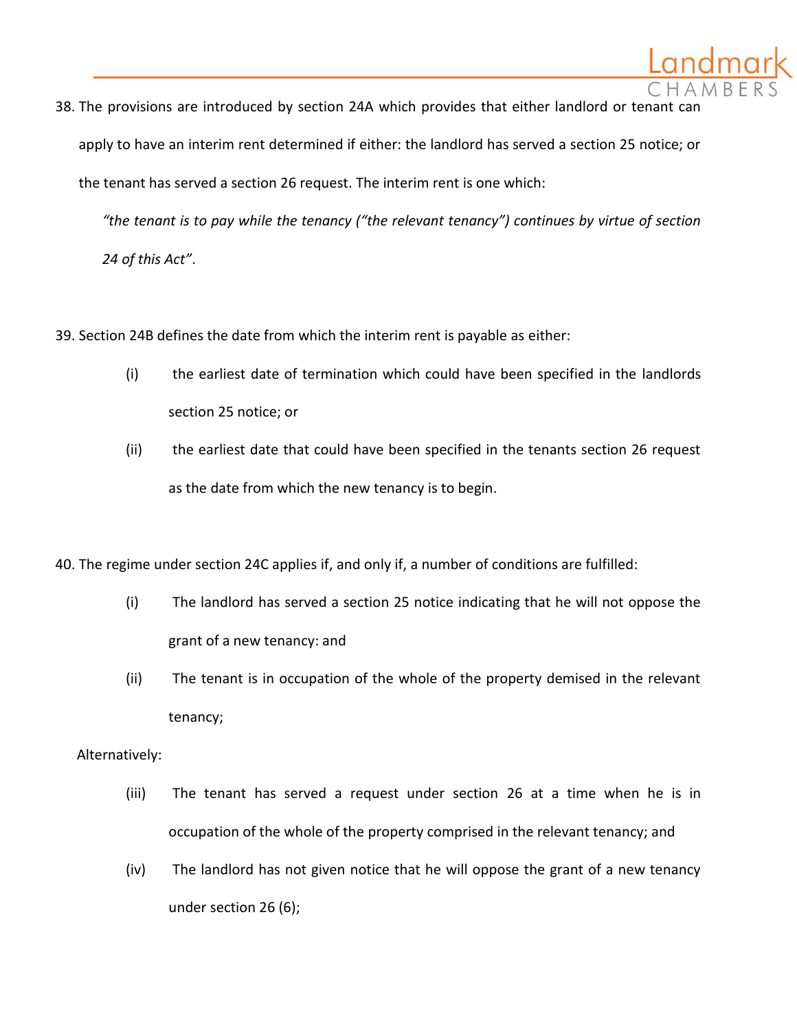38. The provisions are introduced by section 24A which provides that either landlord or tenant can apply to have an interim rent determined if either: the landlord has served a section 25 notice; or the tenant has served a section 26 request. The interim rent is one which:

    *"the tenant is to pay while the tenancy ("the relevant tenancy") continues by virtue of section 24 of this Act"*.

39. Section 24B defines the date from which the interim rent is payable as either:

    (i) the earliest date of termination which could have been specified in the landlords section 25 notice; or

    (ii) the earliest date that could have been specified in the tenants section 26 request as the date from which the new tenancy is to begin.

40. The regime under section 24C applies if, and only if, a number of conditions are fulfilled:

    (i) The landlord has served a section 25 notice indicating that he will not oppose the grant of a new tenancy: and

    (ii) The tenant is in occupation of the whole of the property demised in the relevant tenancy;

    Alternatively:

    (iii) The tenant has served a request under section 26 at a time when he is in occupation of the whole of the property comprised in the relevant tenancy; and

    (iv) The landlord has not given notice that he will oppose the grant of a new tenancy under section 26 (6);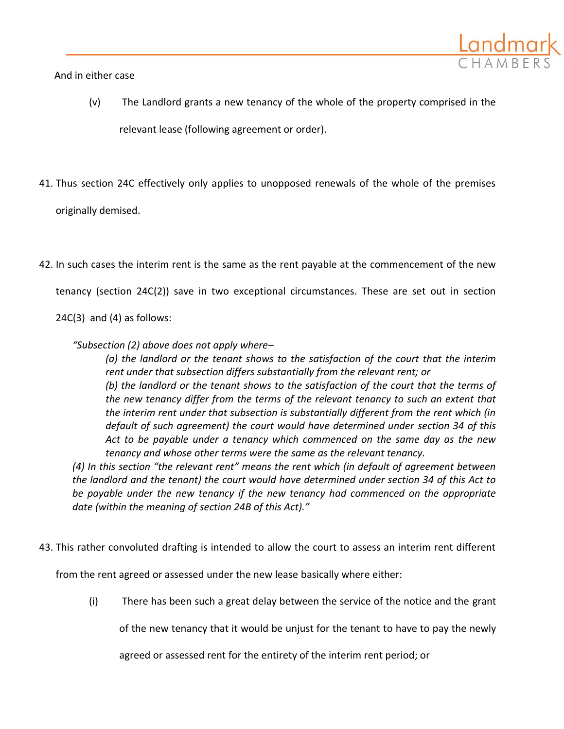And in either case

(v) The Landlord grants a new tenancy of the whole of the property comprised in the relevant lease (following agreement or order).

41. Thus section 24C effectively only applies to unopposed renewals of the whole of the premises originally demised.

42. In such cases the interim rent is the same as the rent payable at the commencement of the new tenancy (section 24C(2)) save in two exceptional circumstances. These are set out in section 24C(3) and (4) as follows:

> *"Subsection (2) above does not apply where–*
>
> *(a) the landlord or the tenant shows to the satisfaction of the court that the interim rent under that subsection differs substantially from the relevant rent; or*
>
> *(b) the landlord or the tenant shows to the satisfaction of the court that the terms of the new tenancy differ from the terms of the relevant tenancy to such an extent that the interim rent under that subsection is substantially different from the rent which (in default of such agreement) the court would have determined under section 34 of this Act to be payable under a tenancy which commenced on the same day as the new tenancy and whose other terms were the same as the relevant tenancy.*
>
> *(4) In this section "the relevant rent" means the rent which (in default of agreement between the landlord and the tenant) the court would have determined under section 34 of this Act to be payable under the new tenancy if the new tenancy had commenced on the appropriate date (within the meaning of section 24B of this Act)."*

43. This rather convoluted drafting is intended to allow the court to assess an interim rent different from the rent agreed or assessed under the new lease basically where either:

(i) There has been such a great delay between the service of the notice and the grant of the new tenancy that it would be unjust for the tenant to have to pay the newly agreed or assessed rent for the entirety of the interim rent period; or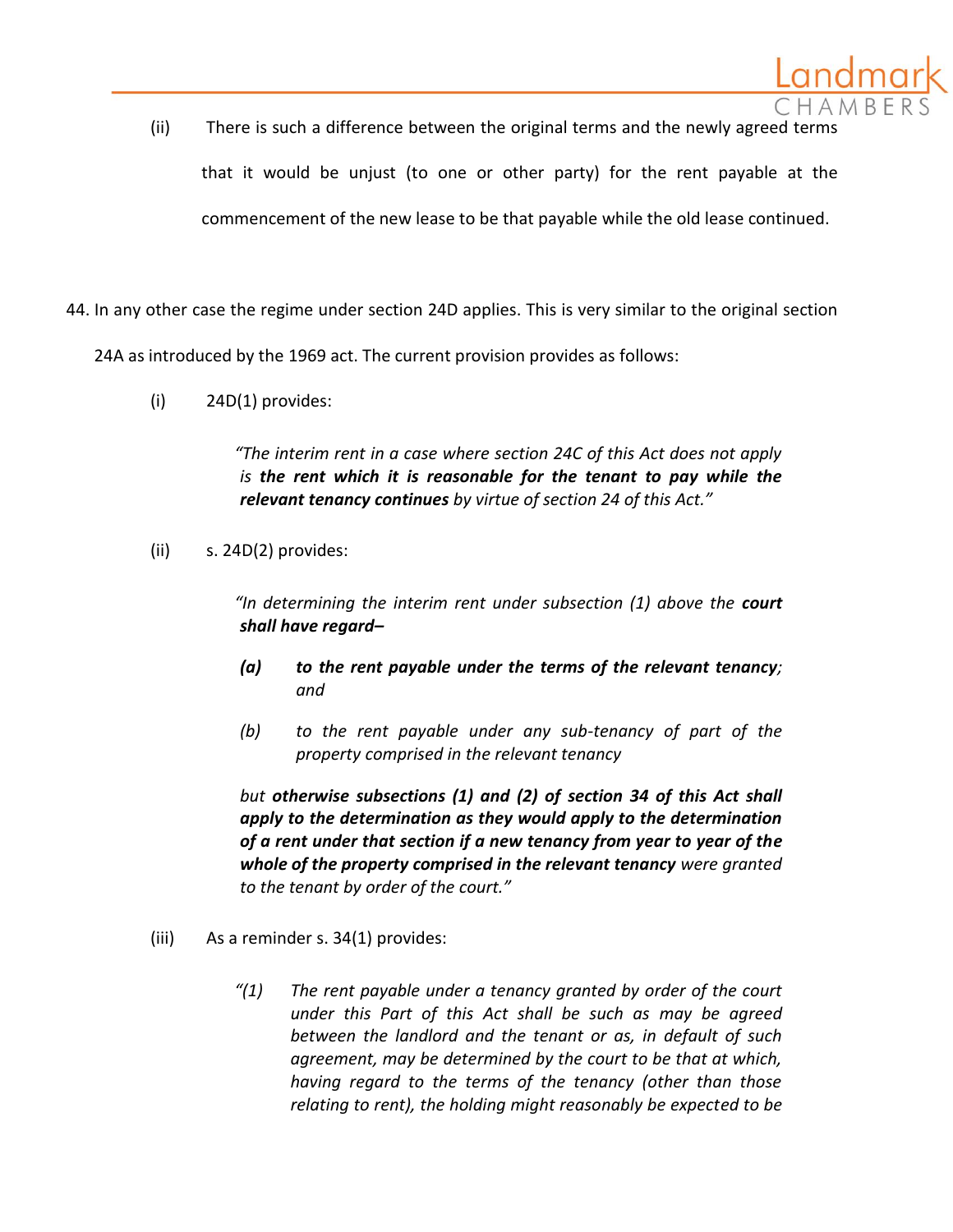(ii) There is such a difference between the original terms and the newly agreed terms that it would be unjust (to one or other party) for the rent payable at the commencement of the new lease to be that payable while the old lease continued.

44. In any other case the regime under section 24D applies. This is very similar to the original section 24A as introduced by the 1969 act. The current provision provides as follows:

(i) 24D(1) provides:

> *"The interim rent in a case where section 24C of this Act does not apply is **the rent which it is reasonable for the tenant to pay while the relevant tenancy continues** by virtue of section 24 of this Act."*

(ii) s. 24D(2) provides:

> *"In determining the interim rent under subsection (1) above the **court shall have regard–***
>
> ***(a) to the rent payable under the terms of the relevant tenancy**; and*
>
> *(b) to the rent payable under any sub-tenancy of part of the property comprised in the relevant tenancy*
>
> *but **otherwise subsections (1) and (2) of section 34 of this Act shall apply to the determination as they would apply to the determination of a rent under that section if a new tenancy from year to year of the whole of the property comprised in the relevant tenancy** were granted to the tenant by order of the court."*

(iii) As a reminder s. 34(1) provides:

> *"(1) The rent payable under a tenancy granted by order of the court under this Part of this Act shall be such as may be agreed between the landlord and the tenant or as, in default of such agreement, may be determined by the court to be that at which, having regard to the terms of the tenancy (other than those relating to rent), the holding might reasonably be expected to be*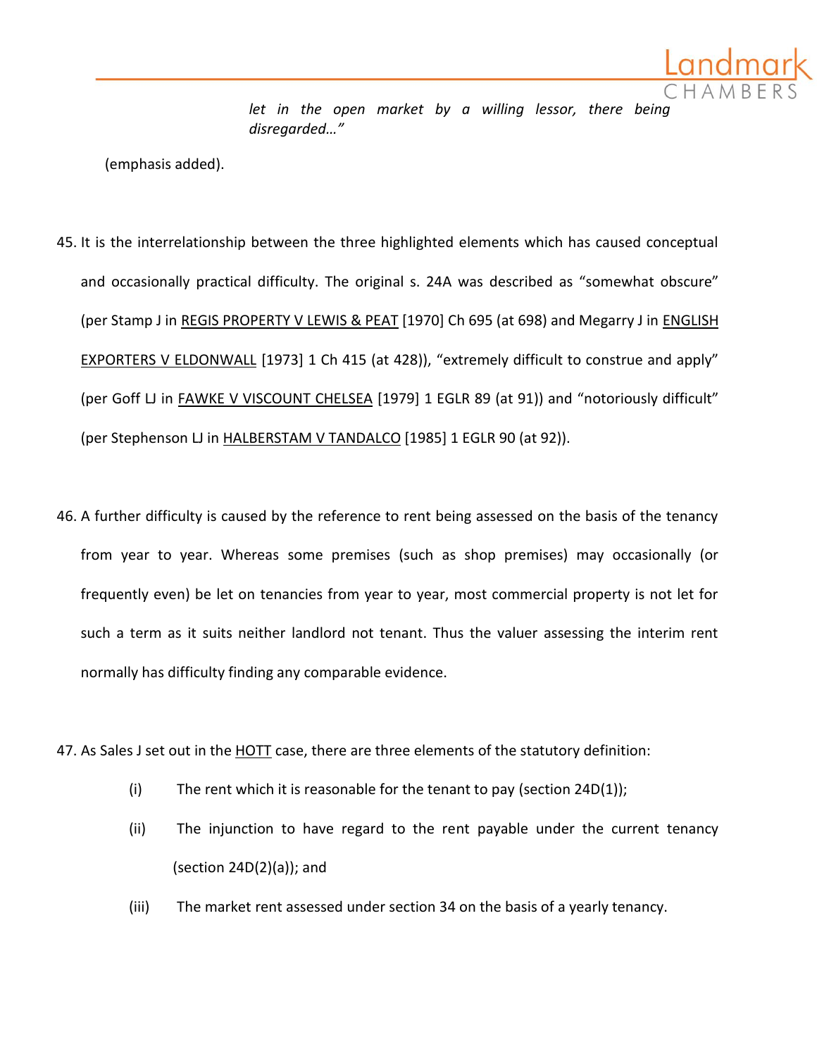> *let in the open market by a willing lessor, there being disregarded…"*

(emphasis added).

45. It is the interrelationship between the three highlighted elements which has caused conceptual and occasionally practical difficulty. The original s. 24A was described as "somewhat obscure" (per Stamp J in REGIS PROPERTY V LEWIS & PEAT [1970] Ch 695 (at 698) and Megarry J in ENGLISH EXPORTERS V ELDONWALL [1973] 1 Ch 415 (at 428)), "extremely difficult to construe and apply" (per Goff LJ in FAWKE V VISCOUNT CHELSEA [1979] 1 EGLR 89 (at 91)) and "notoriously difficult" (per Stephenson LJ in HALBERSTAM V TANDALCO [1985] 1 EGLR 90 (at 92)).

46. A further difficulty is caused by the reference to rent being assessed on the basis of the tenancy from year to year. Whereas some premises (such as shop premises) may occasionally (or frequently even) be let on tenancies from year to year, most commercial property is not let for such a term as it suits neither landlord not tenant. Thus the valuer assessing the interim rent normally has difficulty finding any comparable evidence.

47. As Sales J set out in the HOTT case, there are three elements of the statutory definition:

    (i) The rent which it is reasonable for the tenant to pay (section 24D(1));

    (ii) The injunction to have regard to the rent payable under the current tenancy (section 24D(2)(a)); and

    (iii) The market rent assessed under section 34 on the basis of a yearly tenancy.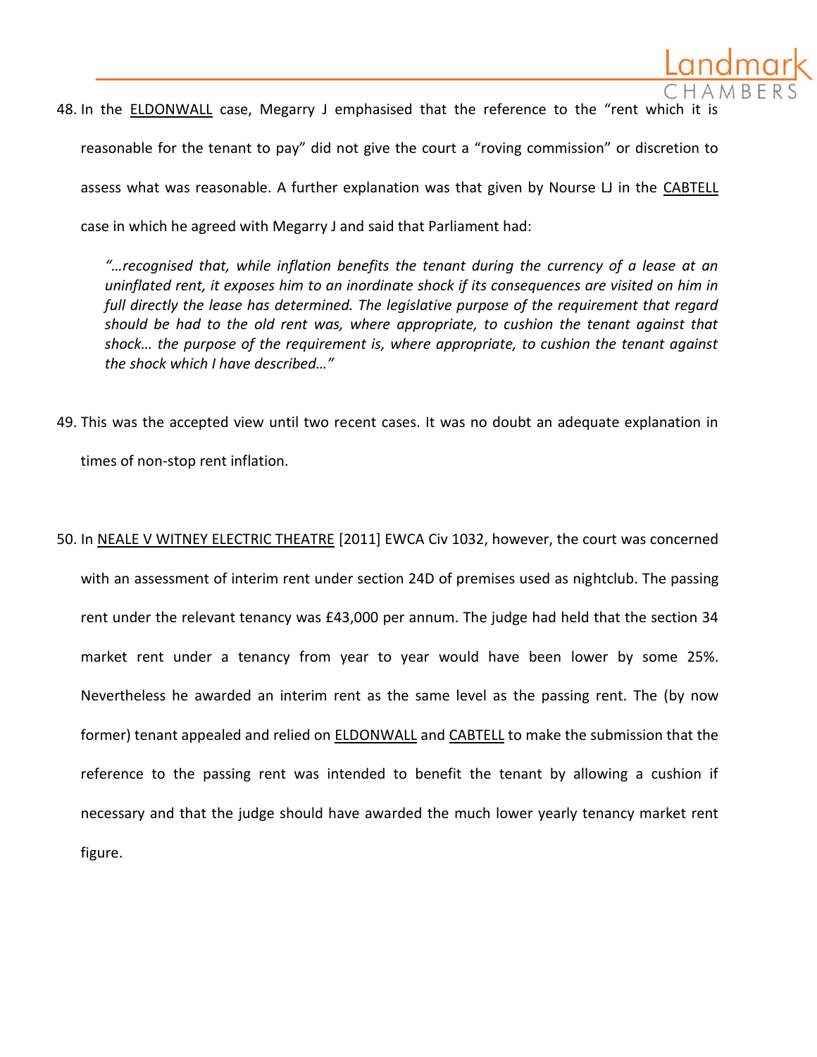48. In the <u>ELDONWALL</u> case, Megarry J emphasised that the reference to the "rent which it is reasonable for the tenant to pay" did not give the court a "roving commission" or discretion to assess what was reasonable. A further explanation was that given by Nourse LJ in the <u>CABTELL</u> case in which he agreed with Megarry J and said that Parliament had:

   *"…recognised that, while inflation benefits the tenant during the currency of a lease at an uninflated rent, it exposes him to an inordinate shock if its consequences are visited on him in full directly the lease has determined. The legislative purpose of the requirement that regard should be had to the old rent was, where appropriate, to cushion the tenant against that shock… the purpose of the requirement is, where appropriate, to cushion the tenant against the shock which I have described…"*

49. This was the accepted view until two recent cases. It was no doubt an adequate explanation in times of non-stop rent inflation.

50. In <u>NEALE V WITNEY ELECTRIC THEATRE</u> [2011] EWCA Civ 1032, however, the court was concerned with an assessment of interim rent under section 24D of premises used as nightclub. The passing rent under the relevant tenancy was £43,000 per annum. The judge had held that the section 34 market rent under a tenancy from year to year would have been lower by some 25%. Nevertheless he awarded an interim rent as the same level as the passing rent. The (by now former) tenant appealed and relied on <u>ELDONWALL</u> and <u>CABTELL</u> to make the submission that the reference to the passing rent was intended to benefit the tenant by allowing a cushion if necessary and that the judge should have awarded the much lower yearly tenancy market rent figure.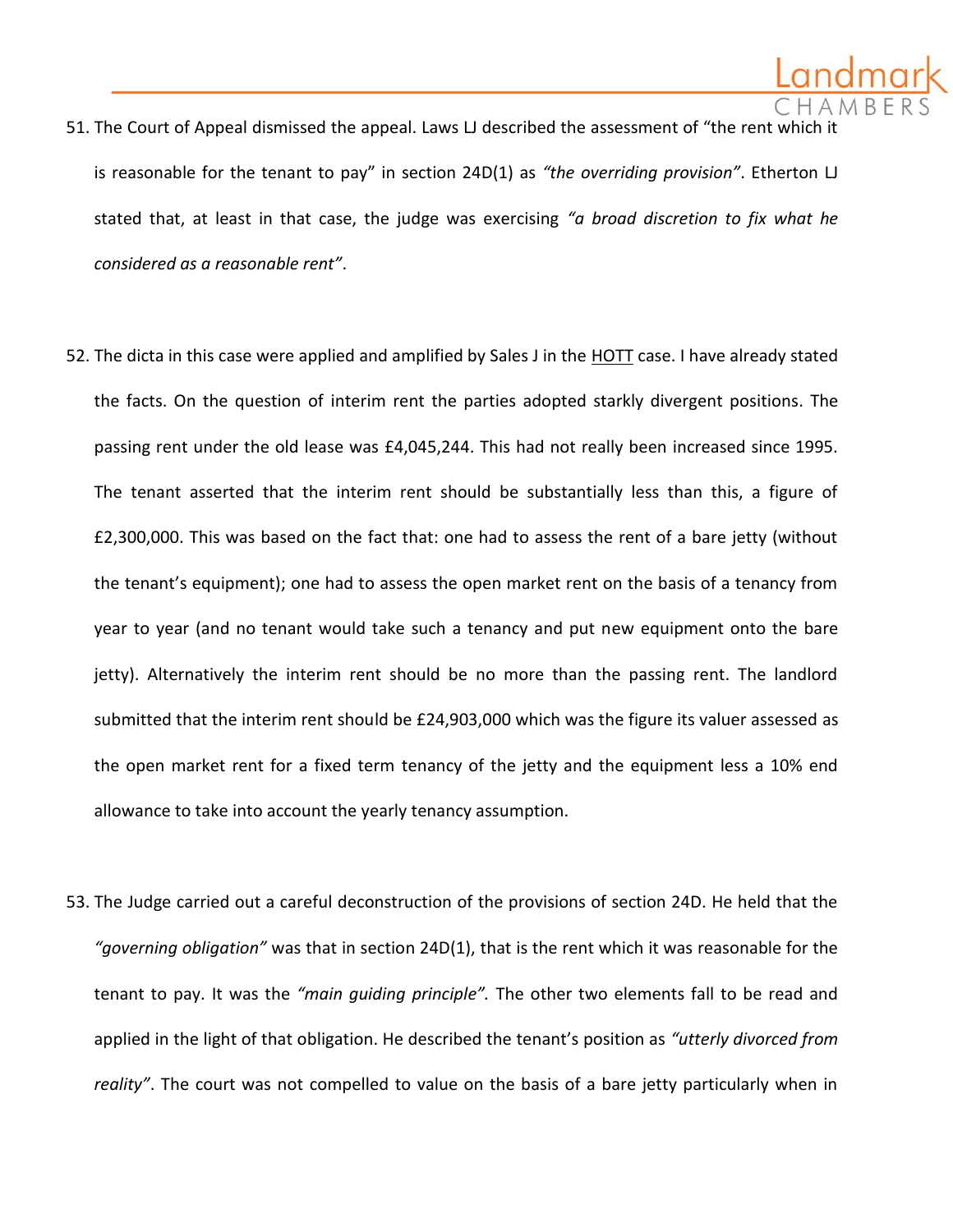51. The Court of Appeal dismissed the appeal. Laws LJ described the assessment of "the rent which it is reasonable for the tenant to pay" in section 24D(1) as *"the overriding provision"*. Etherton LJ stated that, at least in that case, the judge was exercising *"a broad discretion to fix what he considered as a reasonable rent"*.

52. The dicta in this case were applied and amplified by Sales J in the HOTT case. I have already stated the facts. On the question of interim rent the parties adopted starkly divergent positions. The passing rent under the old lease was £4,045,244. This had not really been increased since 1995. The tenant asserted that the interim rent should be substantially less than this, a figure of £2,300,000. This was based on the fact that: one had to assess the rent of a bare jetty (without the tenant's equipment); one had to assess the open market rent on the basis of a tenancy from year to year (and no tenant would take such a tenancy and put new equipment onto the bare jetty). Alternatively the interim rent should be no more than the passing rent. The landlord submitted that the interim rent should be £24,903,000 which was the figure its valuer assessed as the open market rent for a fixed term tenancy of the jetty and the equipment less a 10% end allowance to take into account the yearly tenancy assumption.

53. The Judge carried out a careful deconstruction of the provisions of section 24D. He held that the *"governing obligation"* was that in section 24D(1), that is the rent which it was reasonable for the tenant to pay. It was the *"main guiding principle".* The other two elements fall to be read and applied in the light of that obligation. He described the tenant's position as *"utterly divorced from reality"*. The court was not compelled to value on the basis of a bare jetty particularly when in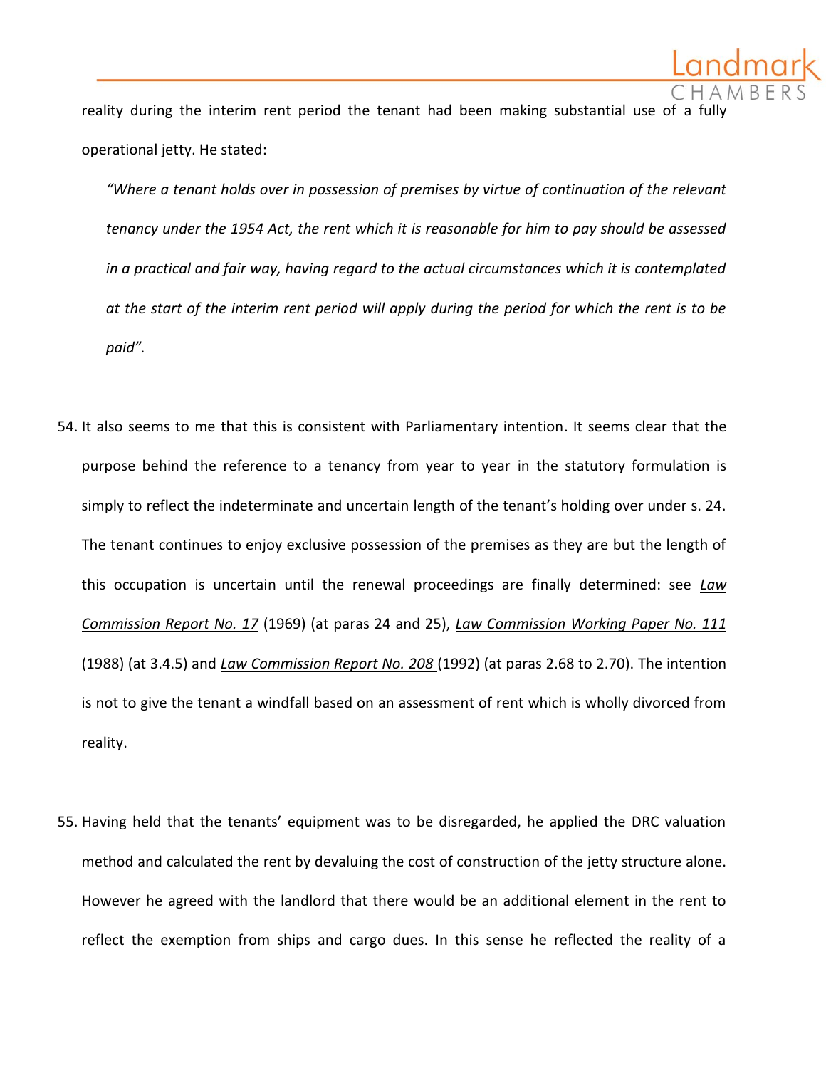reality during the interim rent period the tenant had been making substantial use of a fully operational jetty. He stated:

> *"Where a tenant holds over in possession of premises by virtue of continuation of the relevant tenancy under the 1954 Act, the rent which it is reasonable for him to pay should be assessed in a practical and fair way, having regard to the actual circumstances which it is contemplated at the start of the interim rent period will apply during the period for which the rent is to be paid".*

54. It also seems to me that this is consistent with Parliamentary intention. It seems clear that the purpose behind the reference to a tenancy from year to year in the statutory formulation is simply to reflect the indeterminate and uncertain length of the tenant's holding over under s. 24. The tenant continues to enjoy exclusive possession of the premises as they are but the length of this occupation is uncertain until the renewal proceedings are finally determined: see *Law Commission Report No. 17* (1969) (at paras 24 and 25), *Law Commission Working Paper No. 111* (1988) (at 3.4.5) and *Law Commission Report No. 208* (1992) (at paras 2.68 to 2.70). The intention is not to give the tenant a windfall based on an assessment of rent which is wholly divorced from reality.

55. Having held that the tenants' equipment was to be disregarded, he applied the DRC valuation method and calculated the rent by devaluing the cost of construction of the jetty structure alone. However he agreed with the landlord that there would be an additional element in the rent to reflect the exemption from ships and cargo dues. In this sense he reflected the reality of a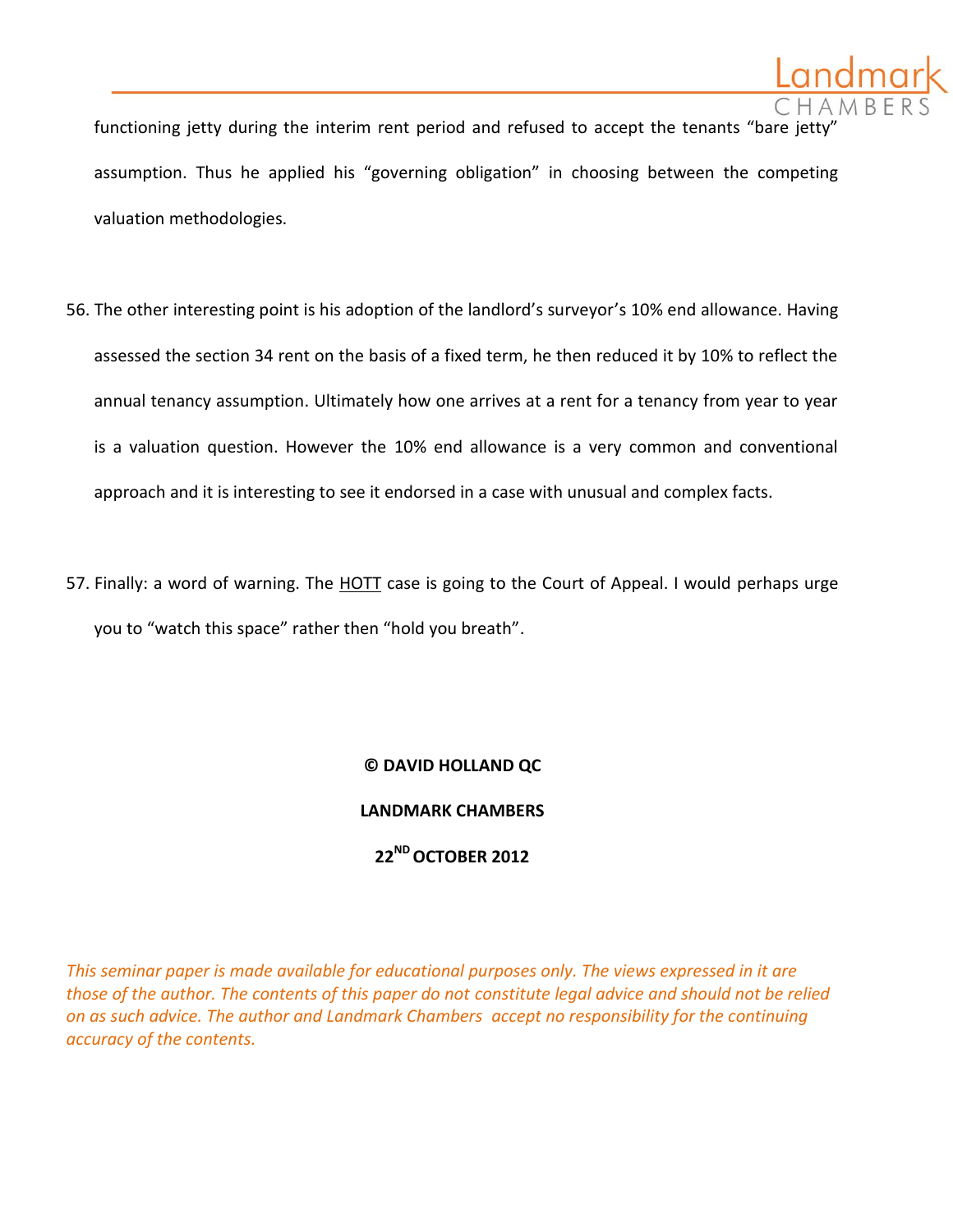functioning jetty during the interim rent period and refused to accept the tenants "bare jetty" assumption. Thus he applied his "governing obligation" in choosing between the competing valuation methodologies.

56. The other interesting point is his adoption of the landlord's surveyor's 10% end allowance. Having assessed the section 34 rent on the basis of a fixed term, he then reduced it by 10% to reflect the annual tenancy assumption. Ultimately how one arrives at a rent for a tenancy from year to year is a valuation question. However the 10% end allowance is a very common and conventional approach and it is interesting to see it endorsed in a case with unusual and complex facts.

57. Finally: a word of warning. The HOTT case is going to the Court of Appeal. I would perhaps urge you to "watch this space" rather then "hold you breath".

**© DAVID HOLLAND QC**

**LANDMARK CHAMBERS**

**22ND OCTOBER 2012**

*This seminar paper is made available for educational purposes only. The views expressed in it are those of the author. The contents of this paper do not constitute legal advice and should not be relied on as such advice. The author and Landmark Chambers accept no responsibility for the continuing accuracy of the contents.*